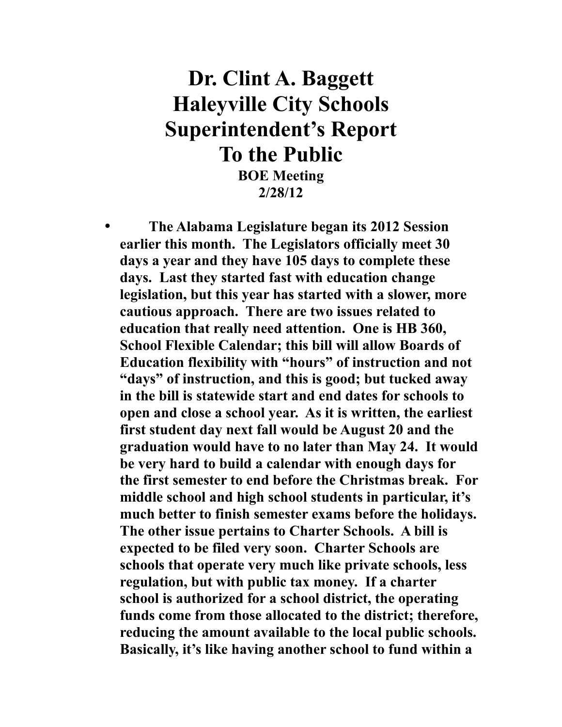# Dr. Clint A. Baggett
# Haleyville City Schools
# Superintendent's Report
# To the Public

**BOE Meeting**
**2/28/12**

- **The Alabama Legislature began its 2012 Session earlier this month. The Legislators officially meet 30 days a year and they have 105 days to complete these days. Last they started fast with education change legislation, but this year has started with a slower, more cautious approach. There are two issues related to education that really need attention. One is HB 360, School Flexible Calendar; this bill will allow Boards of Education flexibility with "hours" of instruction and not "days" of instruction, and this is good; but tucked away in the bill is statewide start and end dates for schools to open and close a school year. As it is written, the earliest first student day next fall would be August 20 and the graduation would have to no later than May 24. It would be very hard to build a calendar with enough days for the first semester to end before the Christmas break. For middle school and high school students in particular, it's much better to finish semester exams before the holidays. The other issue pertains to Charter Schools. A bill is expected to be filed very soon. Charter Schools are schools that operate very much like private schools, less regulation, but with public tax money. If a charter school is authorized for a school district, the operating funds come from those allocated to the district; therefore, reducing the amount available to the local public schools. Basically, it's like having another school to fund within a**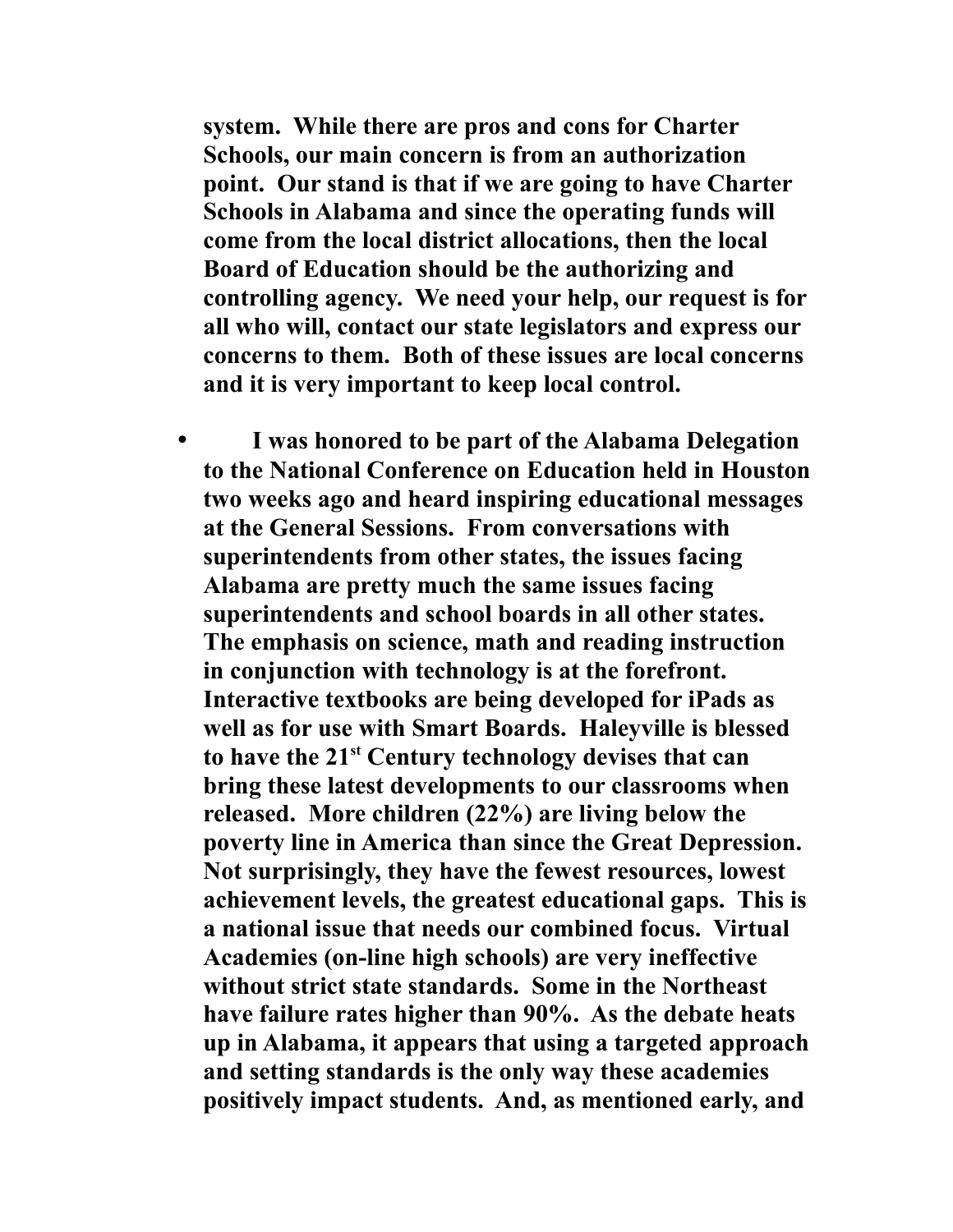**system. While there are pros and cons for Charter Schools, our main concern is from an authorization point. Our stand is that if we are going to have Charter Schools in Alabama and since the operating funds will come from the local district allocations, then the local Board of Education should be the authorizing and controlling agency. We need your help, our request is for all who will, contact our state legislators and express our concerns to them. Both of these issues are local concerns and it is very important to keep local control.**

- **I was honored to be part of the Alabama Delegation to the National Conference on Education held in Houston two weeks ago and heard inspiring educational messages at the General Sessions. From conversations with superintendents from other states, the issues facing Alabama are pretty much the same issues facing superintendents and school boards in all other states. The emphasis on science, math and reading instruction in conjunction with technology is at the forefront. Interactive textbooks are being developed for iPads as well as for use with Smart Boards. Haleyville is blessed to have the 21st Century technology devises that can bring these latest developments to our classrooms when released. More children (22%) are living below the poverty line in America than since the Great Depression. Not surprisingly, they have the fewest resources, lowest achievement levels, the greatest educational gaps. This is a national issue that needs our combined focus. Virtual Academies (on-line high schools) are very ineffective without strict state standards. Some in the Northeast have failure rates higher than 90%. As the debate heats up in Alabama, it appears that using a targeted approach and setting standards is the only way these academies positively impact students. And, as mentioned early, and**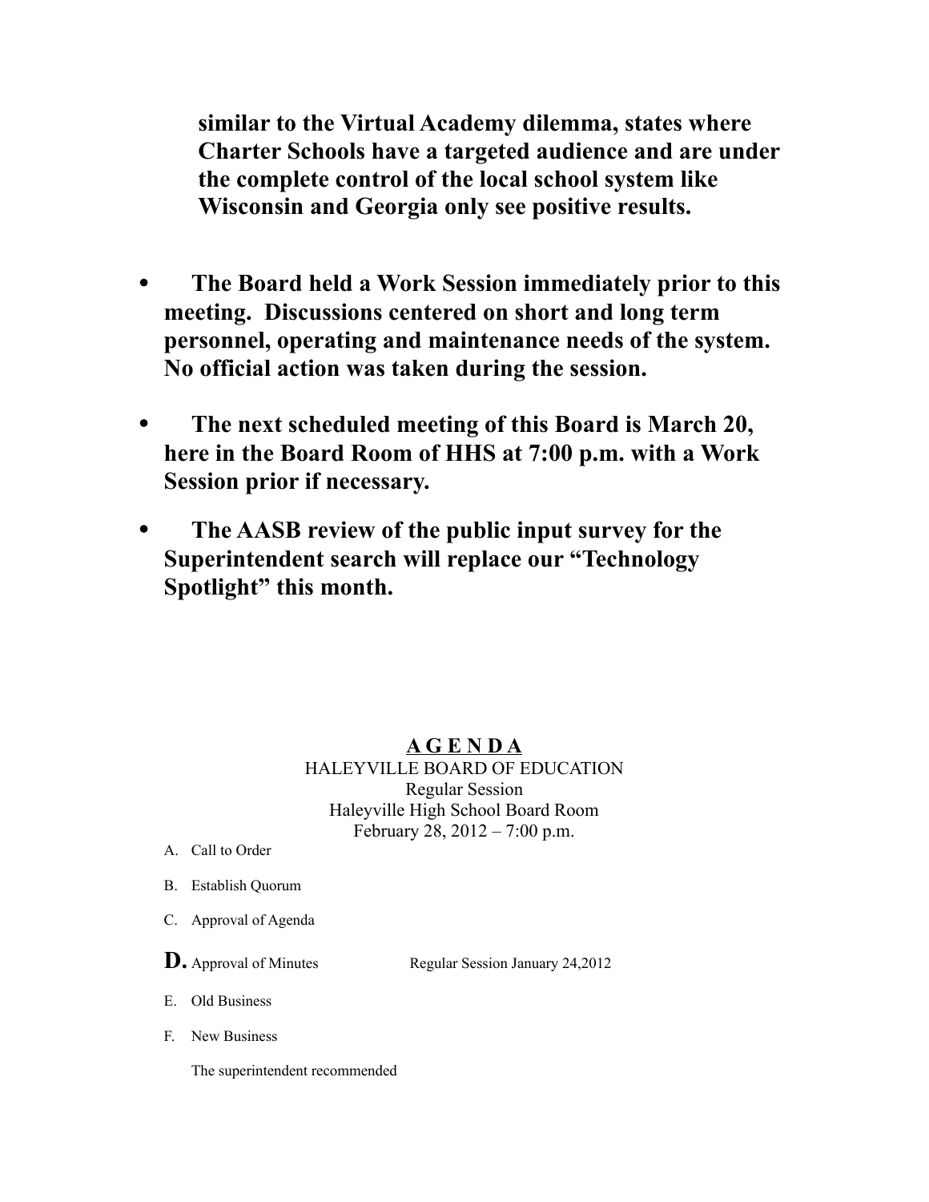**similar to the Virtual Academy dilemma, states where Charter Schools have a targeted audience and are under the complete control of the local school system like Wisconsin and Georgia only see positive results.**

- **The Board held a Work Session immediately prior to this meeting. Discussions centered on short and long term personnel, operating and maintenance needs of the system. No official action was taken during the session.**

- **The next scheduled meeting of this Board is March 20, here in the Board Room of HHS at 7:00 p.m. with a Work Session prior if necessary.**

- **The AASB review of the public input survey for the Superintendent search will replace our "Technology Spotlight" this month.**

<u>**A G E N D A**</u>

HALEYVILLE BOARD OF EDUCATION
Regular Session
Haleyville High School Board Room
February 28, 2012 – 7:00 p.m.

A. Call to Order

B. Establish Quorum

C. Approval of Agenda

**D.** Approval of Minutes Regular Session January 24,2012

E. Old Business

F. New Business

The superintendent recommended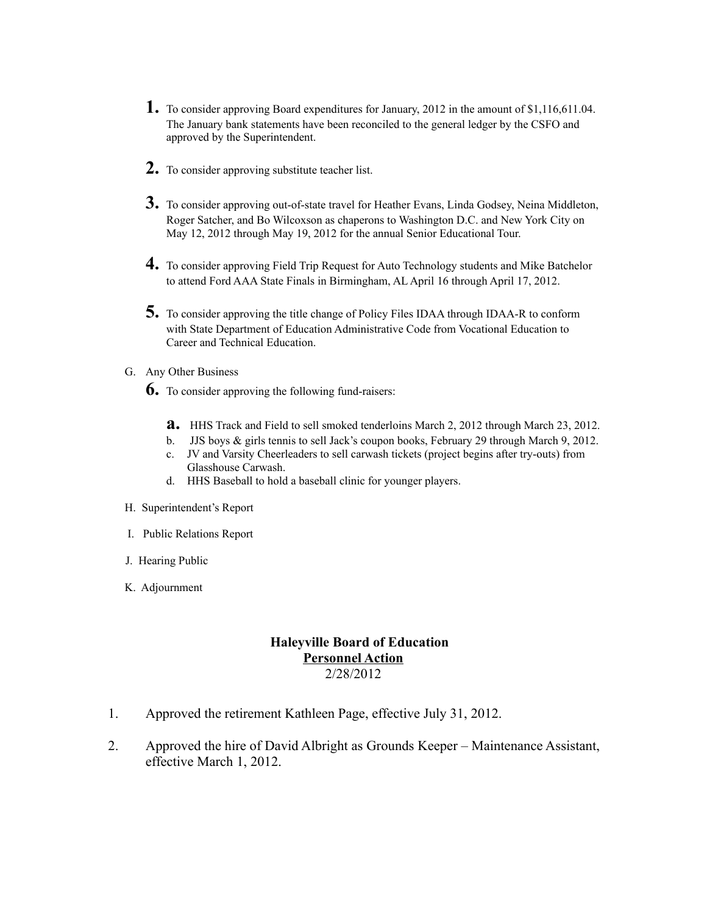1. To consider approving Board expenditures for January, 2012 in the amount of $1,116,611.04. The January bank statements have been reconciled to the general ledger by the CSFO and approved by the Superintendent.

2. To consider approving substitute teacher list.

3. To consider approving out-of-state travel for Heather Evans, Linda Godsey, Neina Middleton, Roger Satcher, and Bo Wilcoxson as chaperons to Washington D.C. and New York City on May 12, 2012 through May 19, 2012 for the annual Senior Educational Tour.

4. To consider approving Field Trip Request for Auto Technology students and Mike Batchelor to attend Ford AAA State Finals in Birmingham, AL April 16 through April 17, 2012.

5. To consider approving the title change of Policy Files IDAA through IDAA-R to conform with State Department of Education Administrative Code from Vocational Education to Career and Technical Education.

G. Any Other Business

6. To consider approving the following fund-raisers:

   a. HHS Track and Field to sell smoked tenderloins March 2, 2012 through March 23, 2012.
   b. JJS boys & girls tennis to sell Jack's coupon books, February 29 through March 9, 2012.
   c. JV and Varsity Cheerleaders to sell carwash tickets (project begins after try-outs) from Glasshouse Carwash.
   d. HHS Baseball to hold a baseball clinic for younger players.

H. Superintendent's Report

I. Public Relations Report

J. Hearing Public

K. Adjournment

## Haleyville Board of Education
### Personnel Action
2/28/2012

1. Approved the retirement Kathleen Page, effective July 31, 2012.

2. Approved the hire of David Albright as Grounds Keeper – Maintenance Assistant, effective March 1, 2012.